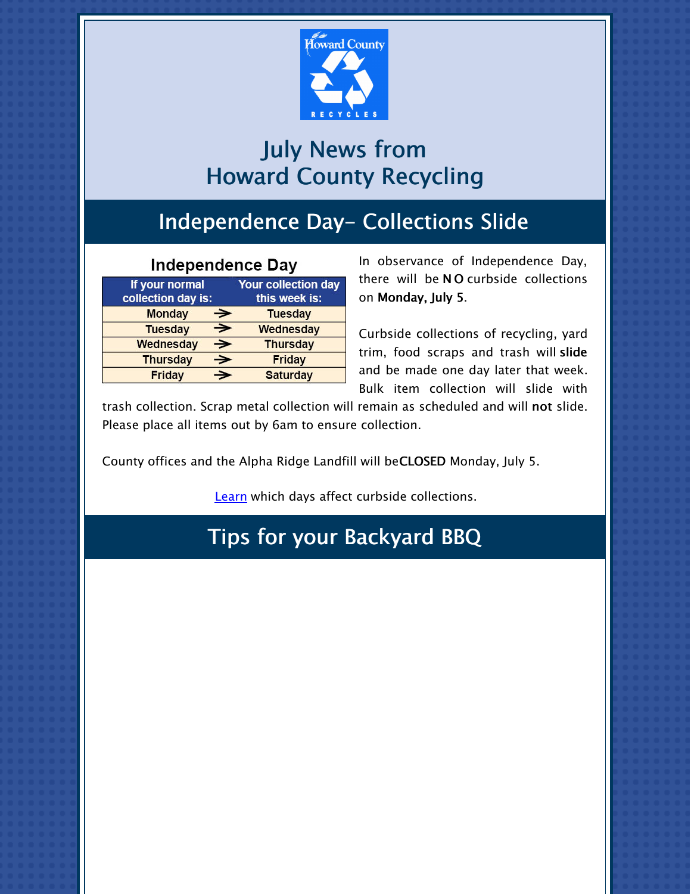# July News from Howard County Recycling

## Independence Day- Collections Slide

**Independence Day**

| If your normal collection day is: | | Your collection day this week is: |
|---|---|---|
| Monday | → | Tuesday |
| Tuesday | → | Wednesday |
| Wednesday | → | Thursday |
| Thursday | → | Friday |
| Friday | → | Saturday |

In observance of Independence Day, there will be **NO** curbside collections on **Monday, July 5**.

Curbside collections of recycling, yard trim, food scraps and trash will **slide** and be made one day later that week. Bulk item collection will slide with trash collection. Scrap metal collection will remain as scheduled and will **not** slide. Please place all items out by 6am to ensure collection.

County offices and the Alpha Ridge Landfill will be **CLOSED** Monday, July 5.

Learn which days affect curbside collections.

## Tips for your Backyard BBQ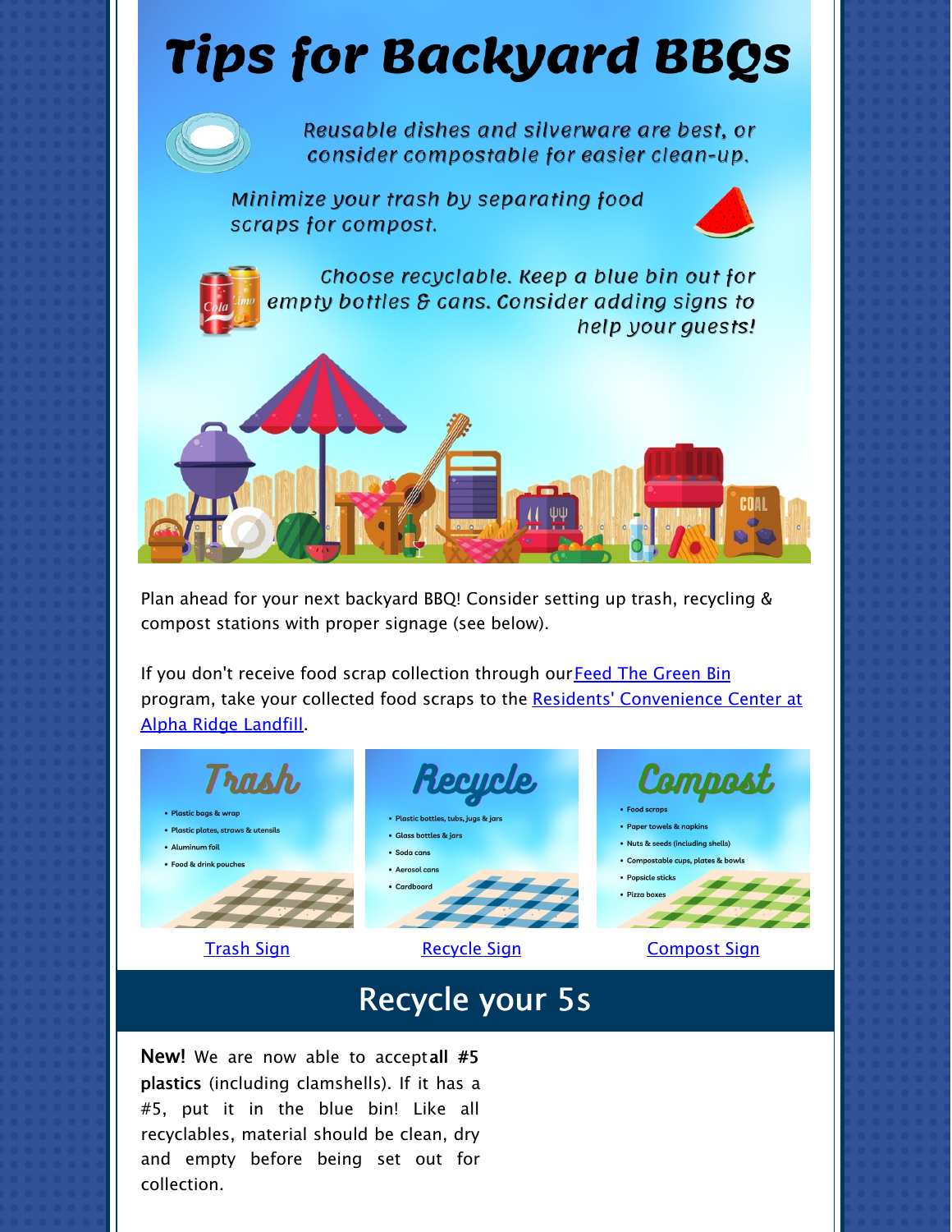# Tips for Backyard BBQs

Reusable dishes and silverware are best, or consider compostable for easier clean-up.

Minimize your trash by separating food scraps for compost.

Choose recyclable. Keep a blue bin out for empty bottles & cans. Consider adding signs to help your guests!

Plan ahead for your next backyard BBQ! Consider setting up trash, recycling & compost stations with proper signage (see below).

If you don't receive food scrap collection through our Feed The Green Bin program, take your collected food scraps to the Residents' Convenience Center at Alpha Ridge Landfill.

**Trash**

- Plastic bags & wrap
- Plastic plates, straws & utensils
- Aluminum foil
- Food & drink pouches

Trash Sign

**Recycle**

- Plastic bottles, tubs, jugs & jars
- Glass bottles & jars
- Soda cans
- Aerosol cans
- Cardboard

Recycle Sign

**Compost**

- Food scraps
- Paper towels & napkins
- Nuts & seeds (including shells)
- Compostable cups, plates & bowls
- Popsicle sticks
- Pizza boxes

Compost Sign

## Recycle your 5s

**New!** We are now able to accept **all #5 plastics** (including clamshells). If it has a #5, put it in the blue bin! Like all recyclables, material should be clean, dry and empty before being set out for collection.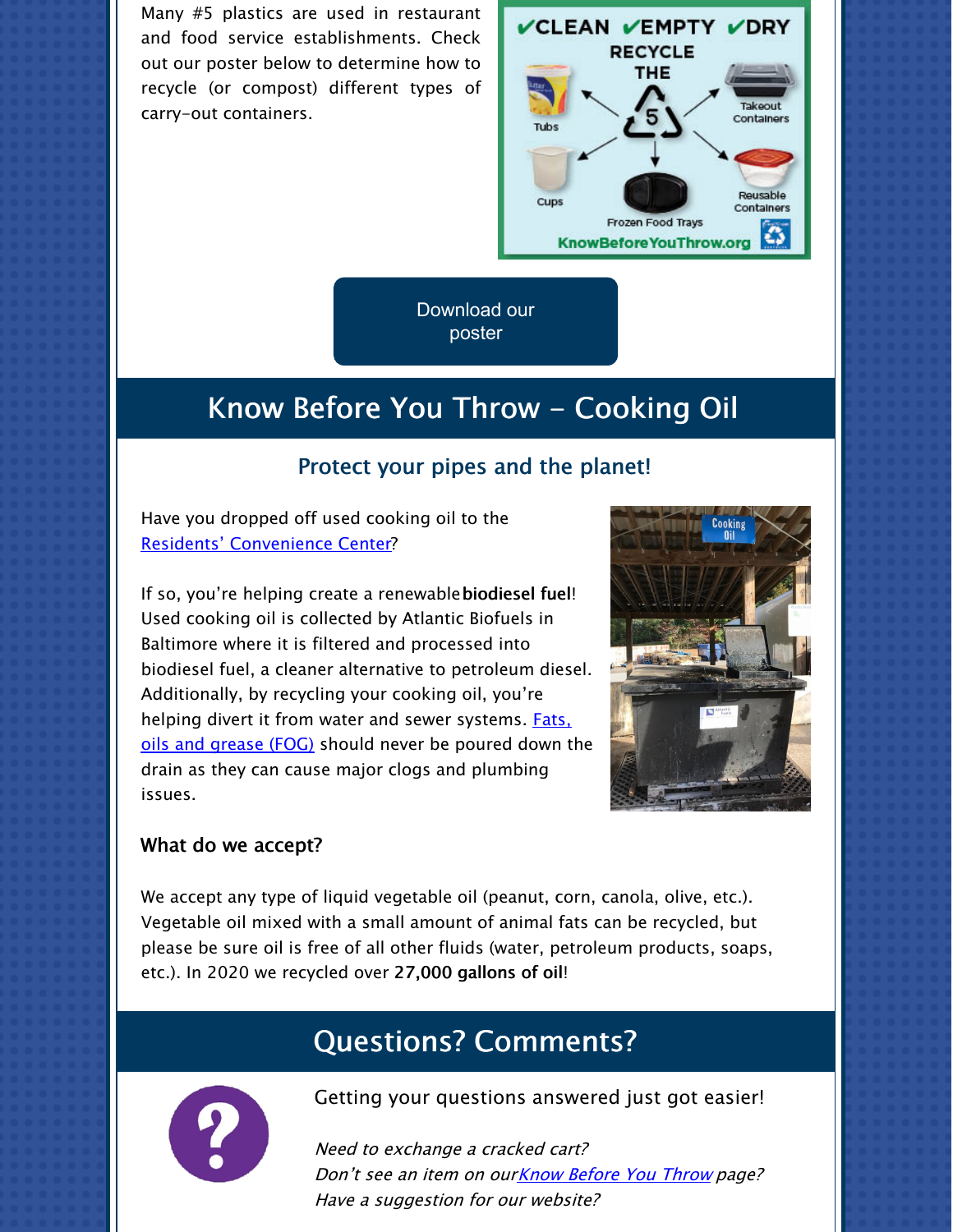Many #5 plastics are used in restaurant and food service establishments. Check out our poster below to determine how to recycle (or compost) different types of carry-out containers.

Download our poster

## Know Before You Throw - Cooking Oil

### Protect your pipes and the planet!

Have you dropped off used cooking oil to the Residents' Convenience Center?

If so, you're helping create a renewable **biodiesel fuel**! Used cooking oil is collected by Atlantic Biofuels in Baltimore where it is filtered and processed into biodiesel fuel, a cleaner alternative to petroleum diesel. Additionally, by recycling your cooking oil, you're helping divert it from water and sewer systems. Fats, oils and grease (FOG) should never be poured down the drain as they can cause major clogs and plumbing issues.

**What do we accept?**

We accept any type of liquid vegetable oil (peanut, corn, canola, olive, etc.). Vegetable oil mixed with a small amount of animal fats can be recycled, but please be sure oil is free of all other fluids (water, petroleum products, soaps, etc.). In 2020 we recycled over **27,000 gallons of oil**!

## Questions? Comments?

Getting your questions answered just got easier!

*Need to exchange a cracked cart?*
*Don't see an item on our Know Before You Throw page?*
*Have a suggestion for our website?*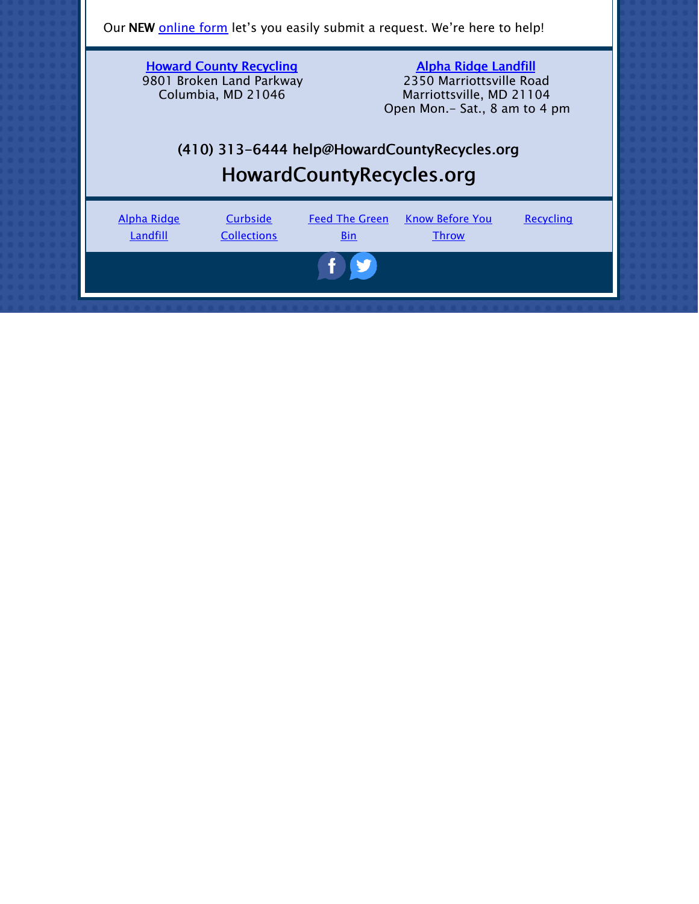Our **NEW** online form let's you easily submit a request. We're here to help!

**Howard County Recycling**
9801 Broken Land Parkway
Columbia, MD 21046

**Alpha Ridge Landfill**
2350 Marriottsville Road
Marriottsville, MD 21104
Open Mon.- Sat., 8 am to 4 pm

(410) 313-6444 help@HowardCountyRecycles.org

HowardCountyRecycles.org

Alpha Ridge Landfill | Curbside Collections | Feed The Green Bin | Know Before You Throw | Recycling